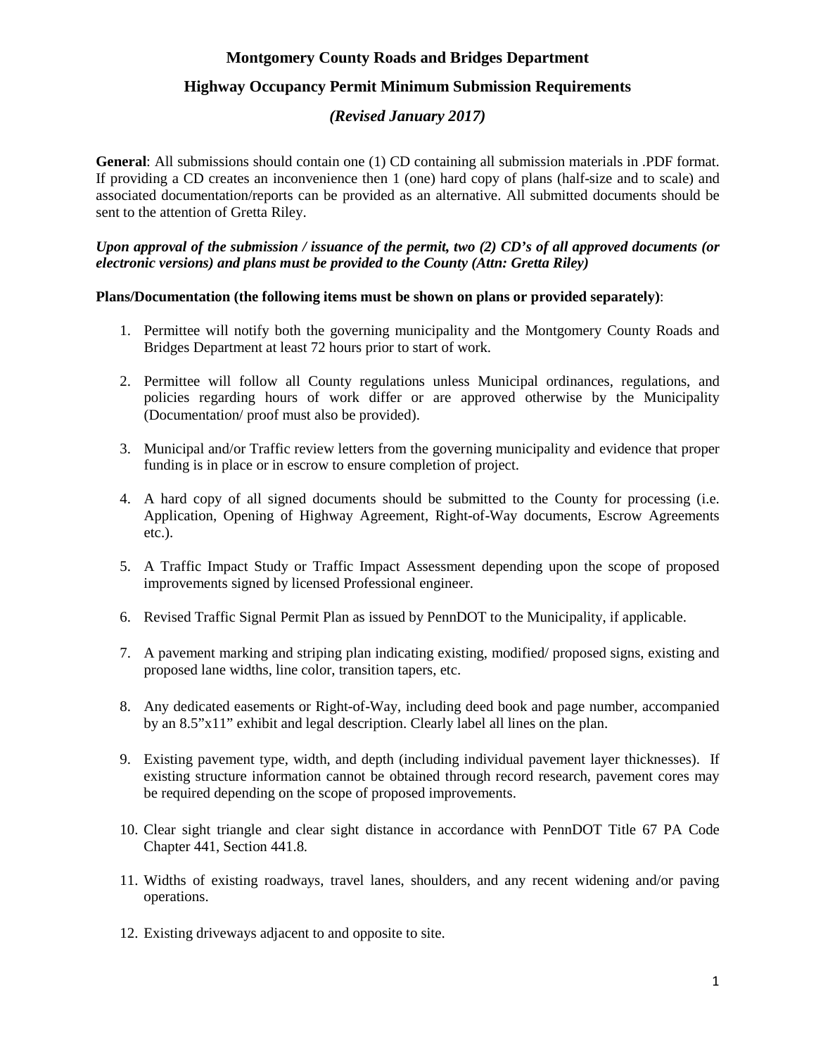# Montgomery County Roads and Bridges Department

## Highway Occupancy Permit Minimum Submission Requirements

### *(Revised January 2017)*

**General**: All submissions should contain one (1) CD containing all submission materials in .PDF format. If providing a CD creates an inconvenience then 1 (one) hard copy of plans (half-size and to scale) and associated documentation/reports can be provided as an alternative. All submitted documents should be sent to the attention of Gretta Riley.

***Upon approval of the submission / issuance of the permit, two (2) CD's of all approved documents (or electronic versions) and plans must be provided to the County (Attn: Gretta Riley)***

**Plans/Documentation (the following items must be shown on plans or provided separately)**:

1. Permittee will notify both the governing municipality and the Montgomery County Roads and Bridges Department at least 72 hours prior to start of work.

2. Permittee will follow all County regulations unless Municipal ordinances, regulations, and policies regarding hours of work differ or are approved otherwise by the Municipality (Documentation/ proof must also be provided).

3. Municipal and/or Traffic review letters from the governing municipality and evidence that proper funding is in place or in escrow to ensure completion of project.

4. A hard copy of all signed documents should be submitted to the County for processing (i.e. Application, Opening of Highway Agreement, Right-of-Way documents, Escrow Agreements etc.).

5. A Traffic Impact Study or Traffic Impact Assessment depending upon the scope of proposed improvements signed by licensed Professional engineer.

6. Revised Traffic Signal Permit Plan as issued by PennDOT to the Municipality, if applicable.

7. A pavement marking and striping plan indicating existing, modified/ proposed signs, existing and proposed lane widths, line color, transition tapers, etc.

8. Any dedicated easements or Right-of-Way, including deed book and page number, accompanied by an 8.5"x11" exhibit and legal description. Clearly label all lines on the plan.

9. Existing pavement type, width, and depth (including individual pavement layer thicknesses). If existing structure information cannot be obtained through record research, pavement cores may be required depending on the scope of proposed improvements.

10. Clear sight triangle and clear sight distance in accordance with PennDOT Title 67 PA Code Chapter 441, Section 441.8.

11. Widths of existing roadways, travel lanes, shoulders, and any recent widening and/or paving operations.

12. Existing driveways adjacent to and opposite to site.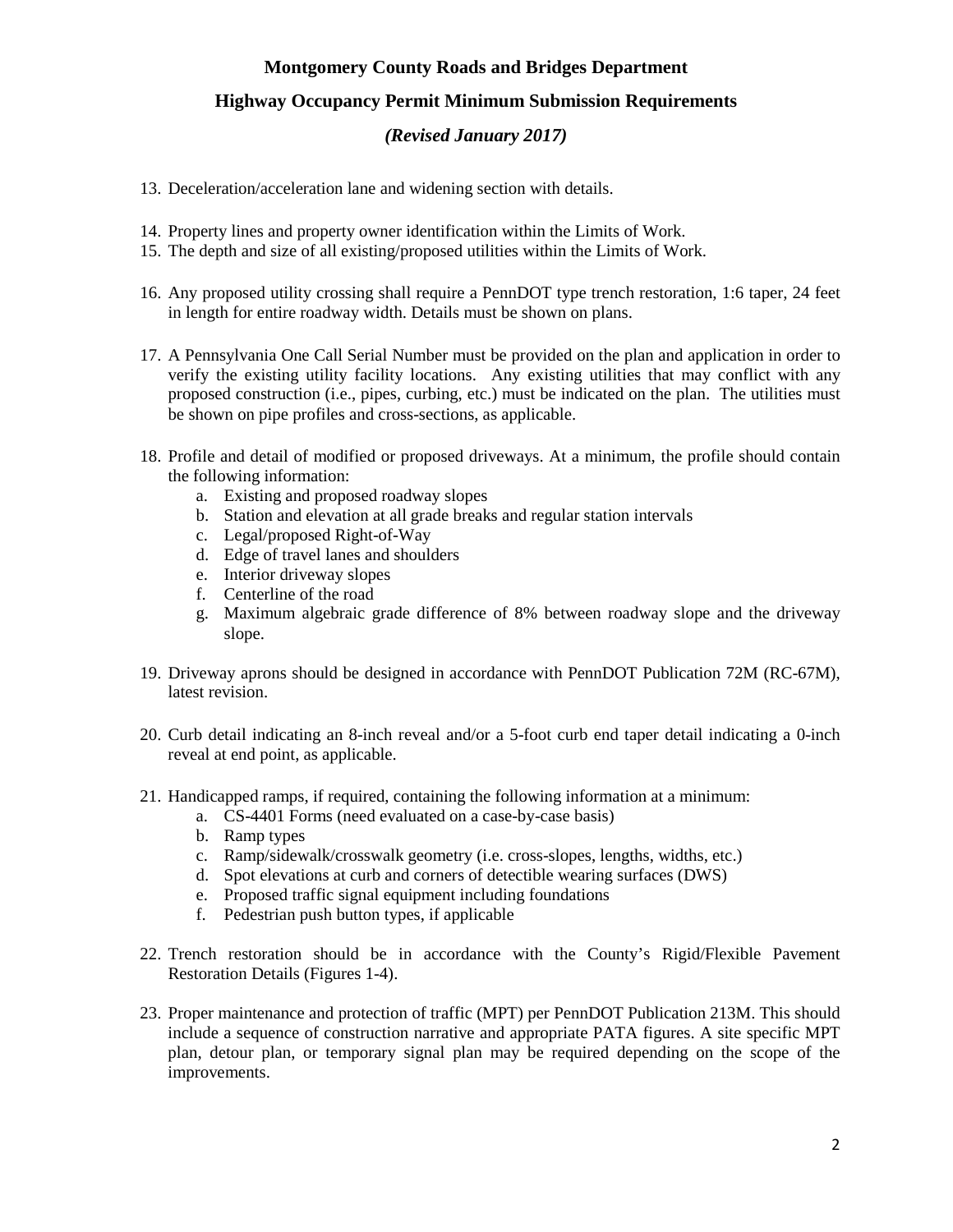**Montgomery County Roads and Bridges Department**

**Highway Occupancy Permit Minimum Submission Requirements**

***(Revised January 2017)***

13. Deceleration/acceleration lane and widening section with details.

14. Property lines and property owner identification within the Limits of Work.
15. The depth and size of all existing/proposed utilities within the Limits of Work.

16. Any proposed utility crossing shall require a PennDOT type trench restoration, 1:6 taper, 24 feet in length for entire roadway width. Details must be shown on plans.

17. A Pennsylvania One Call Serial Number must be provided on the plan and application in order to verify the existing utility facility locations. Any existing utilities that may conflict with any proposed construction (i.e., pipes, curbing, etc.) must be indicated on the plan. The utilities must be shown on pipe profiles and cross-sections, as applicable.

18. Profile and detail of modified or proposed driveways. At a minimum, the profile should contain the following information:
    a. Existing and proposed roadway slopes
    b. Station and elevation at all grade breaks and regular station intervals
    c. Legal/proposed Right-of-Way
    d. Edge of travel lanes and shoulders
    e. Interior driveway slopes
    f. Centerline of the road
    g. Maximum algebraic grade difference of 8% between roadway slope and the driveway slope.

19. Driveway aprons should be designed in accordance with PennDOT Publication 72M (RC-67M), latest revision.

20. Curb detail indicating an 8-inch reveal and/or a 5-foot curb end taper detail indicating a 0-inch reveal at end point, as applicable.

21. Handicapped ramps, if required, containing the following information at a minimum:
    a. CS-4401 Forms (need evaluated on a case-by-case basis)
    b. Ramp types
    c. Ramp/sidewalk/crosswalk geometry (i.e. cross-slopes, lengths, widths, etc.)
    d. Spot elevations at curb and corners of detectible wearing surfaces (DWS)
    e. Proposed traffic signal equipment including foundations
    f. Pedestrian push button types, if applicable

22. Trench restoration should be in accordance with the County's Rigid/Flexible Pavement Restoration Details (Figures 1-4).

23. Proper maintenance and protection of traffic (MPT) per PennDOT Publication 213M. This should include a sequence of construction narrative and appropriate PATA figures. A site specific MPT plan, detour plan, or temporary signal plan may be required depending on the scope of the improvements.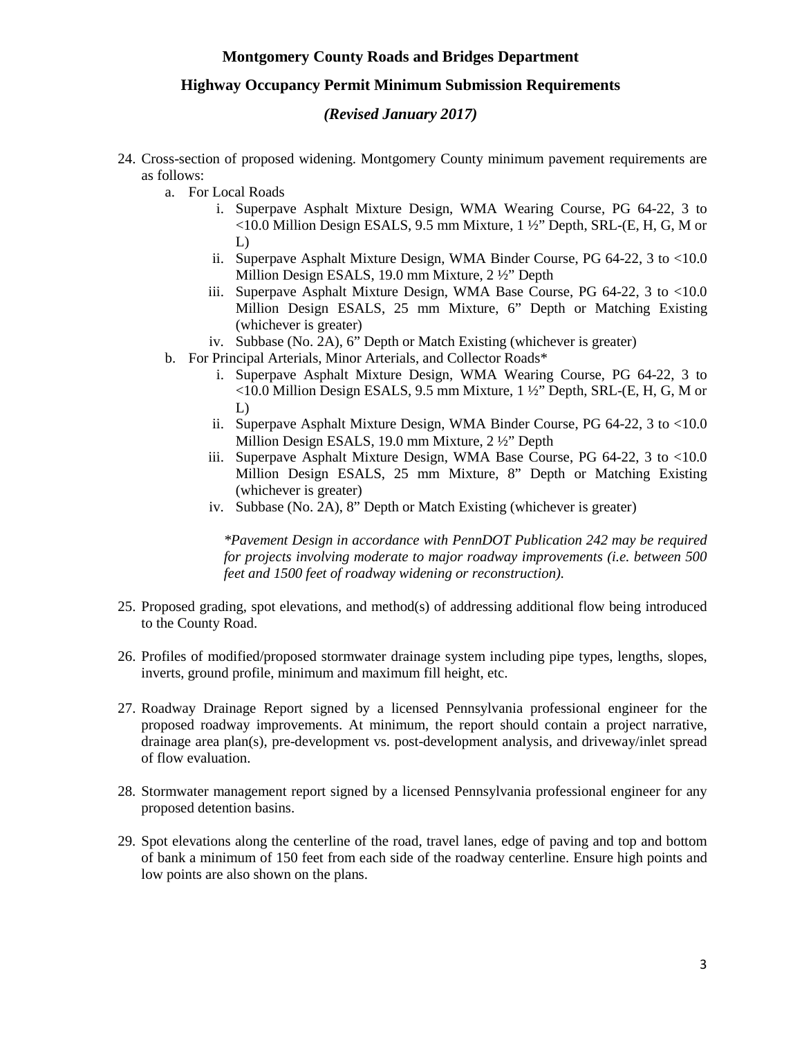**Montgomery County Roads and Bridges Department**

**Highway Occupancy Permit Minimum Submission Requirements**

***(Revised January 2017)***

24. Cross-section of proposed widening. Montgomery County minimum pavement requirements are as follows:
    a. For Local Roads
        i. Superpave Asphalt Mixture Design, WMA Wearing Course, PG 64-22, 3 to <10.0 Million Design ESALS, 9.5 mm Mixture, 1 ½" Depth, SRL-(E, H, G, M or L)
        ii. Superpave Asphalt Mixture Design, WMA Binder Course, PG 64-22, 3 to <10.0 Million Design ESALS, 19.0 mm Mixture, 2 ½" Depth
        iii. Superpave Asphalt Mixture Design, WMA Base Course, PG 64-22, 3 to <10.0 Million Design ESALS, 25 mm Mixture, 6" Depth or Matching Existing (whichever is greater)
        iv. Subbase (No. 2A), 6" Depth or Match Existing (whichever is greater)
    b. For Principal Arterials, Minor Arterials, and Collector Roads*
        i. Superpave Asphalt Mixture Design, WMA Wearing Course, PG 64-22, 3 to <10.0 Million Design ESALS, 9.5 mm Mixture, 1 ½" Depth, SRL-(E, H, G, M or L)
        ii. Superpave Asphalt Mixture Design, WMA Binder Course, PG 64-22, 3 to <10.0 Million Design ESALS, 19.0 mm Mixture, 2 ½" Depth
        iii. Superpave Asphalt Mixture Design, WMA Base Course, PG 64-22, 3 to <10.0 Million Design ESALS, 25 mm Mixture, 8" Depth or Matching Existing (whichever is greater)
        iv. Subbase (No. 2A), 8" Depth or Match Existing (whichever is greater)

    *\*Pavement Design in accordance with PennDOT Publication 242 may be required for projects involving moderate to major roadway improvements (i.e. between 500 feet and 1500 feet of roadway widening or reconstruction).*

25. Proposed grading, spot elevations, and method(s) of addressing additional flow being introduced to the County Road.

26. Profiles of modified/proposed stormwater drainage system including pipe types, lengths, slopes, inverts, ground profile, minimum and maximum fill height, etc.

27. Roadway Drainage Report signed by a licensed Pennsylvania professional engineer for the proposed roadway improvements. At minimum, the report should contain a project narrative, drainage area plan(s), pre-development vs. post-development analysis, and driveway/inlet spread of flow evaluation.

28. Stormwater management report signed by a licensed Pennsylvania professional engineer for any proposed detention basins.

29. Spot elevations along the centerline of the road, travel lanes, edge of paving and top and bottom of bank a minimum of 150 feet from each side of the roadway centerline. Ensure high points and low points are also shown on the plans.